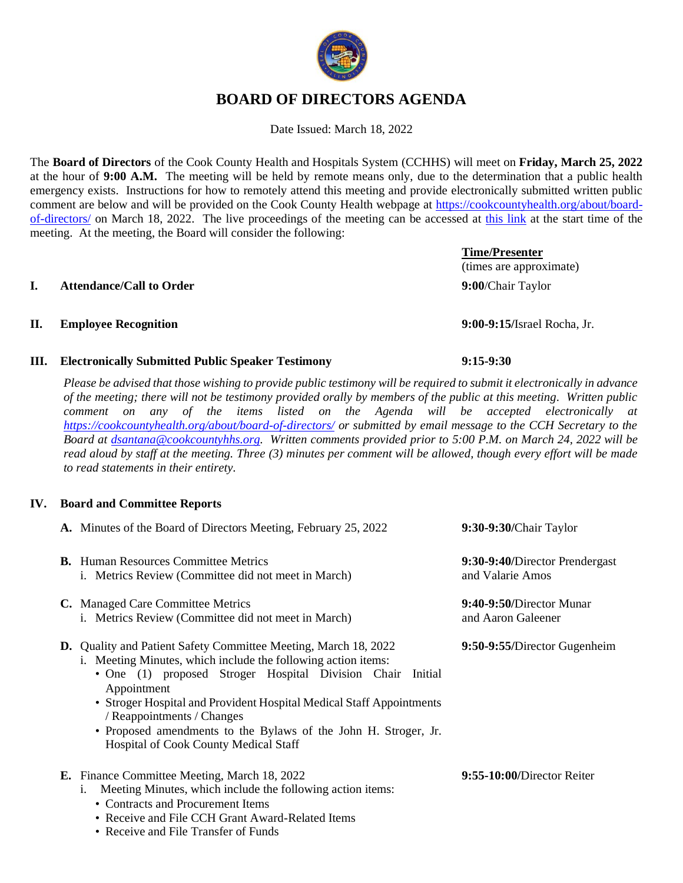# BOARD OF DIRECTORS AGENDA

Date Issued: March 18, 2022

The **Board of Directors** of the Cook County Health and Hospitals System (CCHHS) will meet on **Friday, March 25, 2022** at the hour of **9:00 A.M.** The meeting will be held by remote means only, due to the determination that a public health emergency exists. Instructions for how to remotely attend this meeting and provide electronically submitted written public comment are below and will be provided on the Cook County Health webpage at https://cookcountyhealth.org/about/board-of-directors/ on March 18, 2022. The live proceedings of the meeting can be accessed at this link at the start time of the meeting. At the meeting, the Board will consider the following:

| | | **Time/Presenter** (times are approximate) |
|---|---|---|
| **I.** | **Attendance/Call to Order** | **9:00**/Chair Taylor |
| **II.** | **Employee Recognition** | **9:00-9:15/**Israel Rocha, Jr. |
| **III.** | **Electronically Submitted Public Speaker Testimony** | **9:15-9:30** |

*Please be advised that those wishing to provide public testimony will be required to submit it electronically in advance of the meeting; there will not be testimony provided orally by members of the public at this meeting. Written public comment on any of the items listed on the Agenda will be accepted electronically at https://cookcountyhealth.org/about/board-of-directors/ or submitted by email message to the CCH Secretary to the Board at dsantana@cookcountyhhs.org. Written comments provided prior to 5:00 P.M. on March 24, 2022 will be read aloud by staff at the meeting. Three (3) minutes per comment will be allowed, though every effort will be made to read statements in their entirety.*

**IV. Board and Committee Reports**

**A.** Minutes of the Board of Directors Meeting, February 25, 2022 — **9:30-9:30/**Chair Taylor

**B.** Human Resources Committee Metrics — **9:30-9:40/**Director Prendergast and Valarie Amos
- i. Metrics Review (Committee did not meet in March)

**C.** Managed Care Committee Metrics — **9:40-9:50/**Director Munar and Aaron Galeener
- i. Metrics Review (Committee did not meet in March)

**D.** Quality and Patient Safety Committee Meeting, March 18, 2022 — **9:50-9:55/**Director Gugenheim
- i. Meeting Minutes, which include the following action items:
  - One (1) proposed Stroger Hospital Division Chair Initial Appointment
  - Stroger Hospital and Provident Hospital Medical Staff Appointments / Reappointments / Changes
  - Proposed amendments to the Bylaws of the John H. Stroger, Jr. Hospital of Cook County Medical Staff

**E.** Finance Committee Meeting, March 18, 2022 — **9:55-10:00/**Director Reiter
- i. Meeting Minutes, which include the following action items:
  - Contracts and Procurement Items
  - Receive and File CCH Grant Award-Related Items
  - Receive and File Transfer of Funds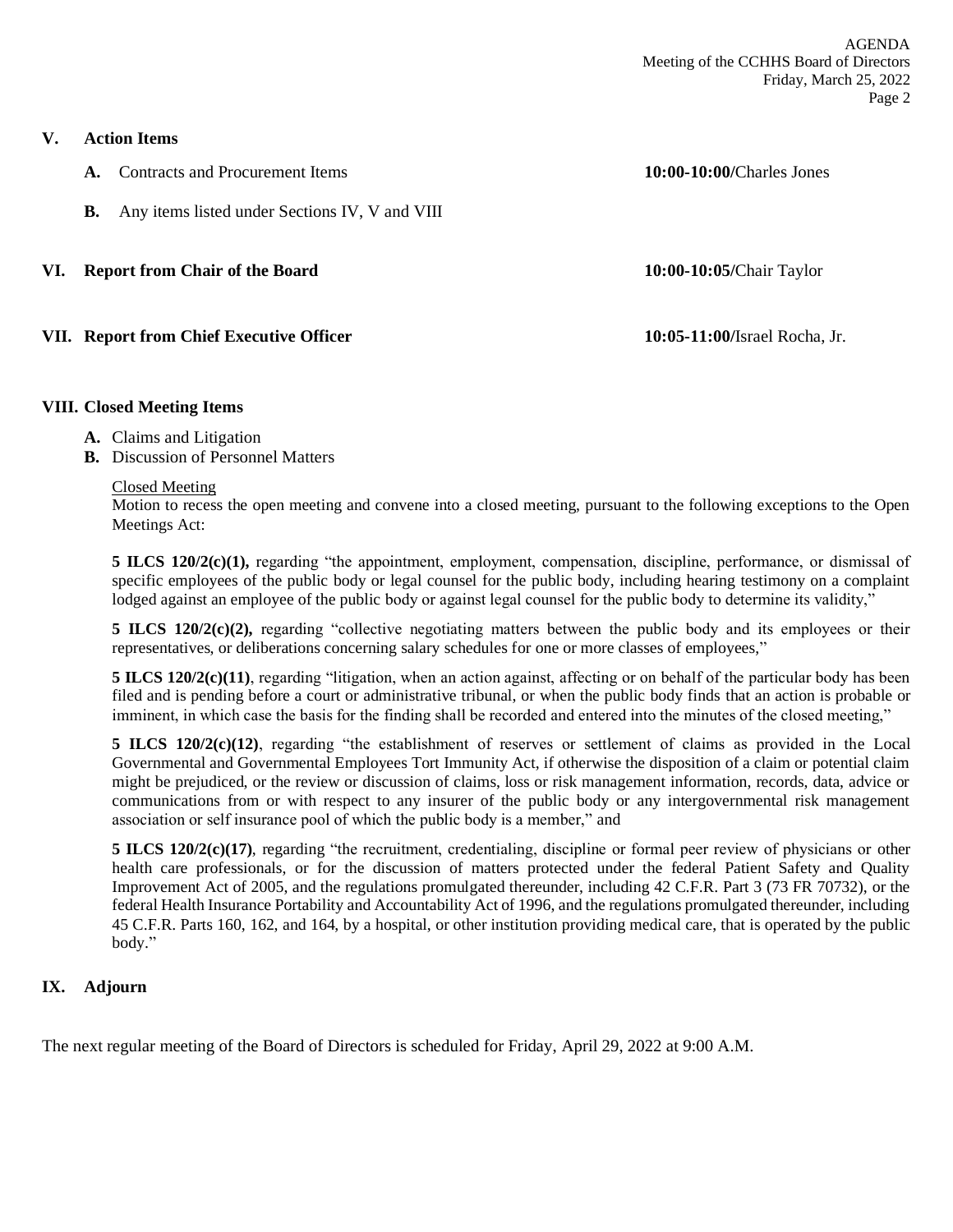## V. Action Items

**A.** Contracts and Procurement Items — **10:00-10:00/**Charles Jones

**B.** Any items listed under Sections IV, V and VIII

## VI. Report from Chair of the Board — **10:00-10:05/**Chair Taylor

## VII. Report from Chief Executive Officer — **10:05-11:00/**Israel Rocha, Jr.

## VIII. Closed Meeting Items

**A.** Claims and Litigation
**B.** Discussion of Personnel Matters

Closed Meeting
Motion to recess the open meeting and convene into a closed meeting, pursuant to the following exceptions to the Open Meetings Act:

**5 ILCS 120/2(c)(1),** regarding "the appointment, employment, compensation, discipline, performance, or dismissal of specific employees of the public body or legal counsel for the public body, including hearing testimony on a complaint lodged against an employee of the public body or against legal counsel for the public body to determine its validity,"

**5 ILCS 120/2(c)(2),** regarding "collective negotiating matters between the public body and its employees or their representatives, or deliberations concerning salary schedules for one or more classes of employees,"

**5 ILCS 120/2(c)(11)**, regarding "litigation, when an action against, affecting or on behalf of the particular body has been filed and is pending before a court or administrative tribunal, or when the public body finds that an action is probable or imminent, in which case the basis for the finding shall be recorded and entered into the minutes of the closed meeting,"

**5 ILCS 120/2(c)(12)**, regarding "the establishment of reserves or settlement of claims as provided in the Local Governmental and Governmental Employees Tort Immunity Act, if otherwise the disposition of a claim or potential claim might be prejudiced, or the review or discussion of claims, loss or risk management information, records, data, advice or communications from or with respect to any insurer of the public body or any intergovernmental risk management association or self insurance pool of which the public body is a member," and

**5 ILCS 120/2(c)(17)**, regarding "the recruitment, credentialing, discipline or formal peer review of physicians or other health care professionals, or for the discussion of matters protected under the federal Patient Safety and Quality Improvement Act of 2005, and the regulations promulgated thereunder, including 42 C.F.R. Part 3 (73 FR 70732), or the federal Health Insurance Portability and Accountability Act of 1996, and the regulations promulgated thereunder, including 45 C.F.R. Parts 160, 162, and 164, by a hospital, or other institution providing medical care, that is operated by the public body."

## IX. Adjourn

The next regular meeting of the Board of Directors is scheduled for Friday, April 29, 2022 at 9:00 A.M.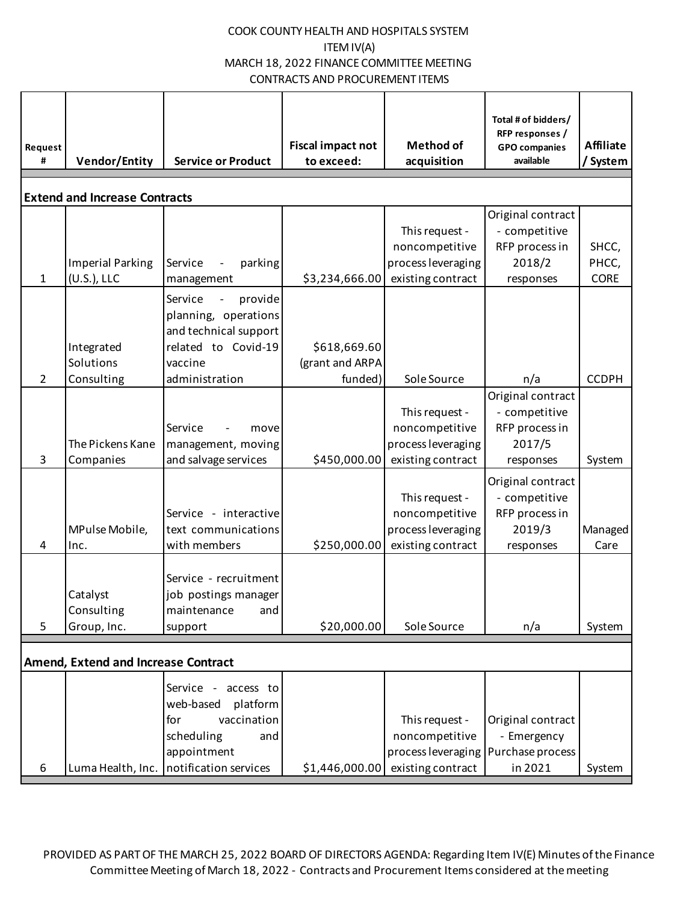COOK COUNTY HEALTH AND HOSPITALS SYSTEM
ITEM IV(A)
MARCH 18, 2022 FINANCE COMMITTEE MEETING
CONTRACTS AND PROCUREMENT ITEMS

| Request # | Vendor/Entity | Service or Product | Fiscal impact not to exceed: | Method of acquisition | Total # of bidders/ RFP responses / GPO companies available | Affiliate / System |
|---|---|---|---|---|---|---|
| **Extend and Increase Contracts** | | | | | | |
| 1 | Imperial Parking (U.S.), LLC | Service - parking management | $3,234,666.00 | This request - noncompetitive process leveraging existing contract | Original contract - competitive RFP process in 2018/2 responses | SHCC, PHCC, CORE |
| 2 | Integrated Solutions Consulting | Service - provide planning, operations and technical support related to Covid-19 vaccine administration | $618,669.60 (grant and ARPA funded) | Sole Source | n/a | CCDPH |
| 3 | The Pickens Kane Companies | Service - move management, moving and salvage services | $450,000.00 | This request - noncompetitive process leveraging existing contract | Original contract - competitive RFP process in 2017/5 responses | System |
| 4 | MPulse Mobile, Inc. | Service - interactive text communications with members | $250,000.00 | This request - noncompetitive process leveraging existing contract | Original contract - competitive RFP process in 2019/3 responses | Managed Care |
| 5 | Catalyst Consulting Group, Inc. | Service - recruitment job postings manager maintenance and support | $20,000.00 | Sole Source | n/a | System |
| **Amend, Extend and Increase Contract** | | | | | | |
| 6 | Luma Health, Inc. | Service - access to web-based platform for vaccination scheduling and appointment notification services | $1,446,000.00 | This request - noncompetitive process leveraging existing contract | Original contract - Emergency Purchase process in 2021 | System |

PROVIDED AS PART OF THE MARCH 25, 2022 BOARD OF DIRECTORS AGENDA: Regarding Item IV(E) Minutes of the Finance Committee Meeting of March 18, 2022 - Contracts and Procurement Items considered at the meeting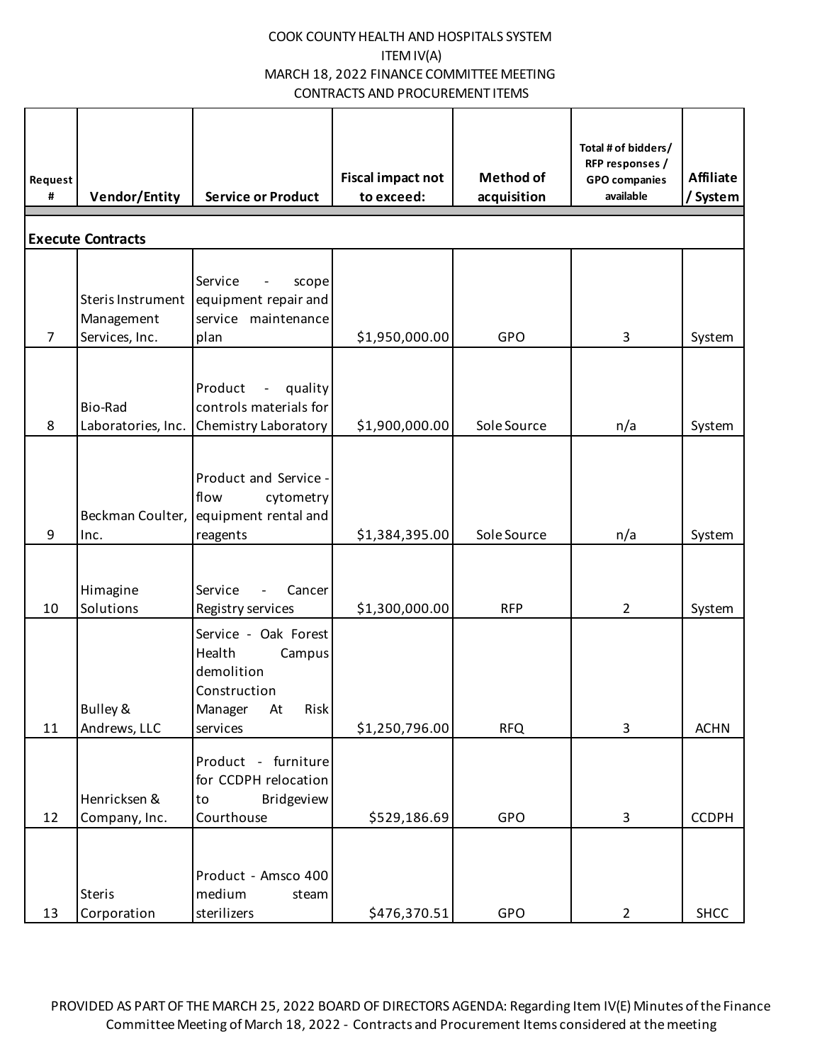COOK COUNTY HEALTH AND HOSPITALS SYSTEM
ITEM IV(A)
MARCH 18, 2022 FINANCE COMMITTEE MEETING
CONTRACTS AND PROCUREMENT ITEMS

| Request # | Vendor/Entity | Service or Product | Fiscal impact not to exceed: | Method of acquisition | Total # of bidders/ RFP responses / GPO companies available | Affiliate / System |
|---|---|---|---|---|---|---|
| **Execute Contracts** | | | | | | |
| 7 | Steris Instrument Management Services, Inc. | Service - scope equipment repair and service maintenance plan | $1,950,000.00 | GPO | 3 | System |
| 8 | Bio-Rad Laboratories, Inc. | Product - quality controls materials for Chemistry Laboratory | $1,900,000.00 | Sole Source | n/a | System |
| 9 | Beckman Coulter, Inc. | Product and Service - flow cytometry equipment rental and reagents | $1,384,395.00 | Sole Source | n/a | System |
| 10 | Himagine Solutions | Service - Cancer Registry services | $1,300,000.00 | RFP | 2 | System |
| 11 | Bulley & Andrews, LLC | Service - Oak Forest Health Campus demolition Construction Manager At Risk services | $1,250,796.00 | RFQ | 3 | ACHN |
| 12 | Henricksen & Company, Inc. | Product - furniture for CCDPH relocation to Bridgeview Courthouse | $529,186.69 | GPO | 3 | CCDPH |
| 13 | Steris Corporation | Product - Amsco 400 medium steam sterilizers | $476,370.51 | GPO | 2 | SHCC |

PROVIDED AS PART OF THE MARCH 25, 2022 BOARD OF DIRECTORS AGENDA: Regarding Item IV(E) Minutes of the Finance Committee Meeting of March 18, 2022 - Contracts and Procurement Items considered at the meeting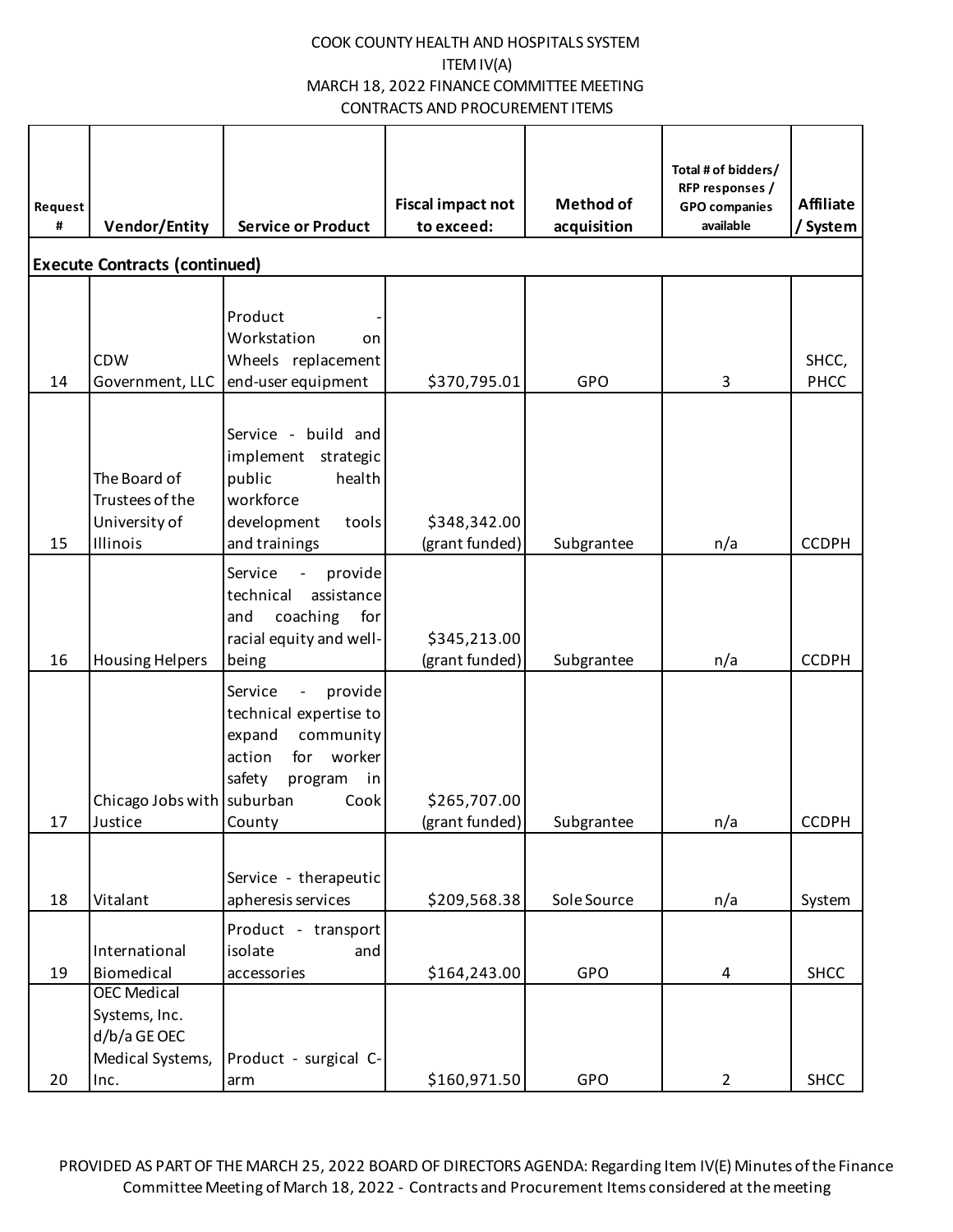COOK COUNTY HEALTH AND HOSPITALS SYSTEM
ITEM IV(A)
MARCH 18, 2022 FINANCE COMMITTEE MEETING
CONTRACTS AND PROCUREMENT ITEMS

| Request # | Vendor/Entity | Service or Product | Fiscal impact not to exceed: | Method of acquisition | Total # of bidders/ RFP responses / GPO companies available | Affiliate / System |
|---|---|---|---|---|---|---|
| **Execute Contracts (continued)** | | | | | | |
| 14 | CDW Government, LLC | Product - Workstation on Wheels replacement end-user equipment | $370,795.01 | GPO | 3 | SHCC, PHCC |
| 15 | The Board of Trustees of the University of Illinois | Service - build and implement strategic public health workforce development tools and trainings | $348,342.00 (grant funded) | Subgrantee | n/a | CCDPH |
| 16 | Housing Helpers | Service - provide technical assistance and coaching for racial equity and well-being | $345,213.00 (grant funded) | Subgrantee | n/a | CCDPH |
| 17 | Chicago Jobs with Justice | Service - provide technical expertise to expand community action for worker safety program in suburban Cook County | $265,707.00 (grant funded) | Subgrantee | n/a | CCDPH |
| 18 | Vitalant | Service - therapeutic apheresis services | $209,568.38 | Sole Source | n/a | System |
| 19 | International Biomedical | Product - transport isolate and accessories | $164,243.00 | GPO | 4 | SHCC |
| 20 | OEC Medical Systems, Inc. d/b/a GE OEC Medical Systems, Inc. | Product - surgical C-arm | $160,971.50 | GPO | 2 | SHCC |

PROVIDED AS PART OF THE MARCH 25, 2022 BOARD OF DIRECTORS AGENDA: Regarding Item IV(E) Minutes of the Finance Committee Meeting of March 18, 2022 - Contracts and Procurement Items considered at the meeting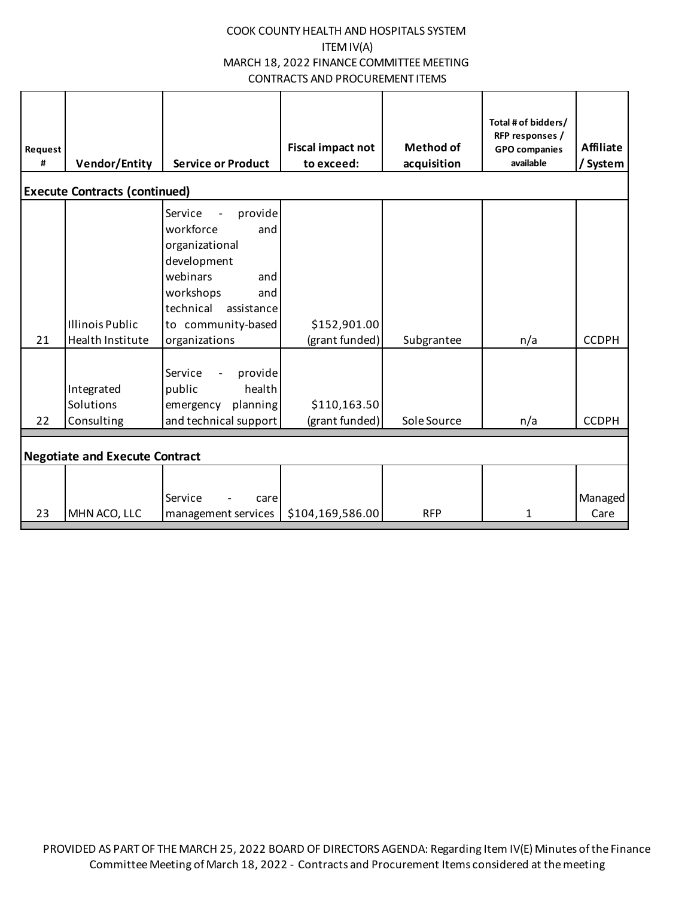COOK COUNTY HEALTH AND HOSPITALS SYSTEM
ITEM IV(A)
MARCH 18, 2022 FINANCE COMMITTEE MEETING
CONTRACTS AND PROCUREMENT ITEMS

| Request # | Vendor/Entity | Service or Product | Fiscal impact not to exceed: | Method of acquisition | Total # of bidders/ RFP responses / GPO companies available | Affiliate / System |
|---|---|---|---|---|---|---|
| **Execute Contracts (continued)** | | | | | | |
| 21 | Illinois Public Health Institute | Service - provide workforce and organizational development webinars and workshops and technical assistance to community-based organizations | $152,901.00 (grant funded) | Subgrantee | n/a | CCDPH |
| 22 | Integrated Solutions Consulting | Service - provide public health emergency planning and technical support | $110,163.50 (grant funded) | Sole Source | n/a | CCDPH |
| **Negotiate and Execute Contract** | | | | | | |
| 23 | MHN ACO, LLC | Service - care management services | $104,169,586.00 | RFP | 1 | Managed Care |

PROVIDED AS PART OF THE MARCH 25, 2022 BOARD OF DIRECTORS AGENDA: Regarding Item IV(E) Minutes of the Finance Committee Meeting of March 18, 2022 - Contracts and Procurement Items considered at the meeting